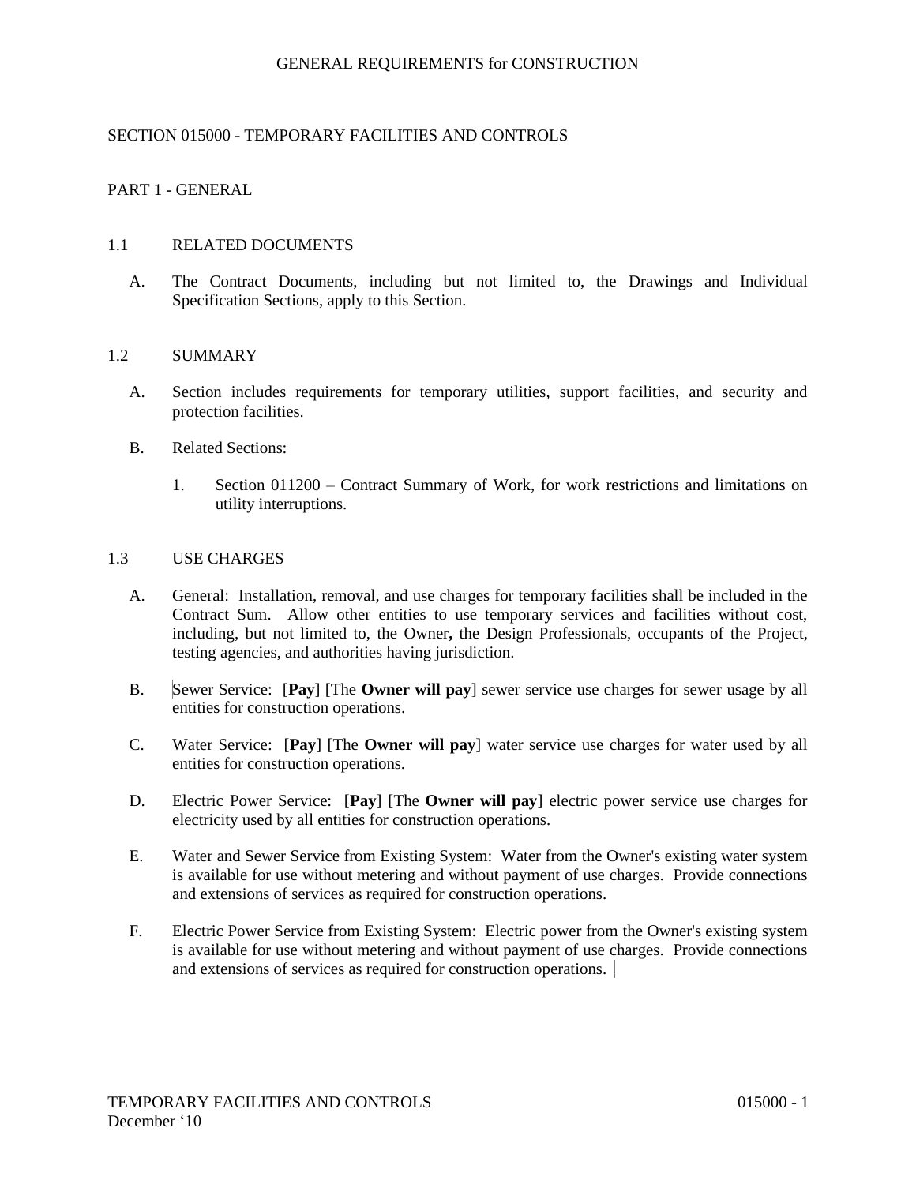# GENERAL REQUIREMENTS for CONSTRUCTION

## SECTION 015000 - TEMPORARY FACILITIES AND CONTROLS

### PART 1 - GENERAL

#### 1.1 RELATED DOCUMENTS

A. The Contract Documents, including but not limited to, the Drawings and Individual Specification Sections, apply to this Section.

#### 1.2 SUMMARY

A. Section includes requirements for temporary utilities, support facilities, and security and protection facilities.

B. Related Sections:

1. Section 011200 – Contract Summary of Work, for work restrictions and limitations on utility interruptions.

#### 1.3 USE CHARGES

A. General: Installation, removal, and use charges for temporary facilities shall be included in the Contract Sum. Allow other entities to use temporary services and facilities without cost, including, but not limited to, the Owner**,** the Design Professionals, occupants of the Project, testing agencies, and authorities having jurisdiction.

B. Sewer Service: [**Pay**] [The **Owner will pay**] sewer service use charges for sewer usage by all entities for construction operations.

C. Water Service: [**Pay**] [The **Owner will pay**] water service use charges for water used by all entities for construction operations.

D. Electric Power Service: [**Pay**] [The **Owner will pay**] electric power service use charges for electricity used by all entities for construction operations.

E. Water and Sewer Service from Existing System: Water from the Owner's existing water system is available for use without metering and without payment of use charges. Provide connections and extensions of services as required for construction operations.

F. Electric Power Service from Existing System: Electric power from the Owner's existing system is available for use without metering and without payment of use charges. Provide connections and extensions of services as required for construction operations.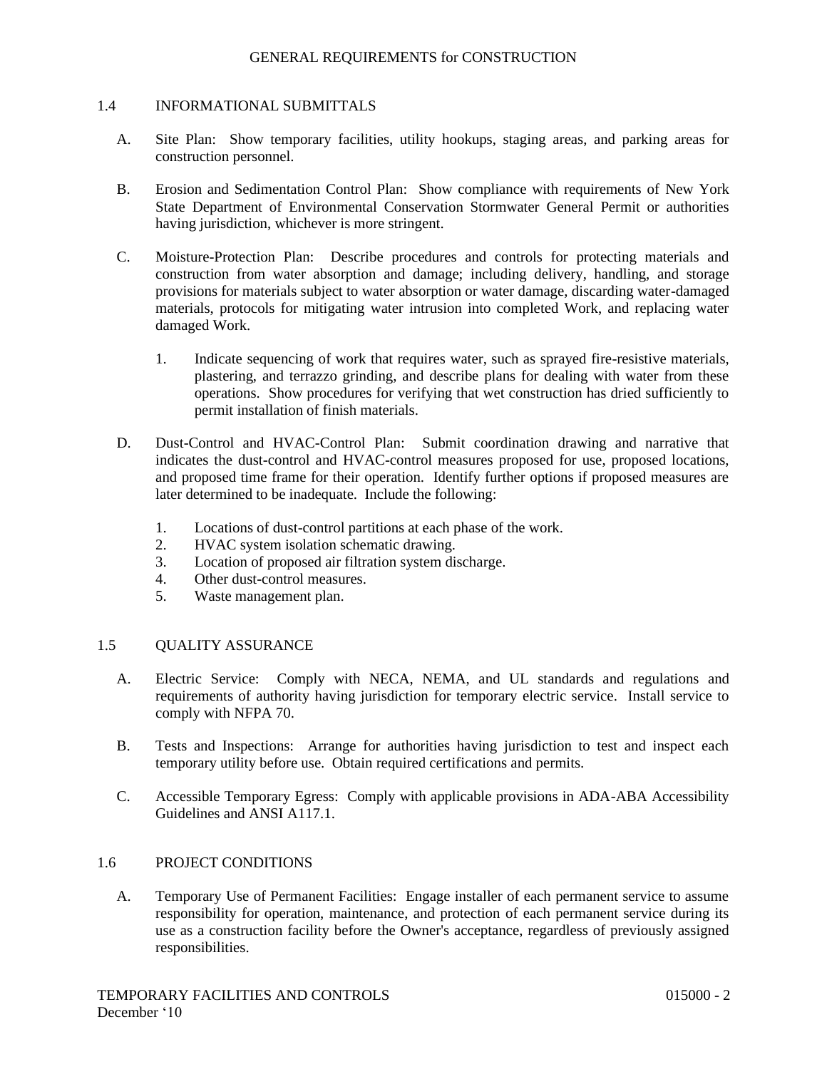## 1.4 INFORMATIONAL SUBMITTALS

A. Site Plan: Show temporary facilities, utility hookups, staging areas, and parking areas for construction personnel.

B. Erosion and Sedimentation Control Plan: Show compliance with requirements of New York State Department of Environmental Conservation Stormwater General Permit or authorities having jurisdiction, whichever is more stringent.

C. Moisture-Protection Plan: Describe procedures and controls for protecting materials and construction from water absorption and damage; including delivery, handling, and storage provisions for materials subject to water absorption or water damage, discarding water-damaged materials, protocols for mitigating water intrusion into completed Work, and replacing water damaged Work.

   1. Indicate sequencing of work that requires water, such as sprayed fire-resistive materials, plastering, and terrazzo grinding, and describe plans for dealing with water from these operations. Show procedures for verifying that wet construction has dried sufficiently to permit installation of finish materials.

D. Dust-Control and HVAC-Control Plan: Submit coordination drawing and narrative that indicates the dust-control and HVAC-control measures proposed for use, proposed locations, and proposed time frame for their operation. Identify further options if proposed measures are later determined to be inadequate. Include the following:

   1. Locations of dust-control partitions at each phase of the work.
   2. HVAC system isolation schematic drawing.
   3. Location of proposed air filtration system discharge.
   4. Other dust-control measures.
   5. Waste management plan.

## 1.5 QUALITY ASSURANCE

A. Electric Service: Comply with NECA, NEMA, and UL standards and regulations and requirements of authority having jurisdiction for temporary electric service. Install service to comply with NFPA 70.

B. Tests and Inspections: Arrange for authorities having jurisdiction to test and inspect each temporary utility before use. Obtain required certifications and permits.

C. Accessible Temporary Egress: Comply with applicable provisions in ADA-ABA Accessibility Guidelines and ANSI A117.1.

## 1.6 PROJECT CONDITIONS

A. Temporary Use of Permanent Facilities: Engage installer of each permanent service to assume responsibility for operation, maintenance, and protection of each permanent service during its use as a construction facility before the Owner's acceptance, regardless of previously assigned responsibilities.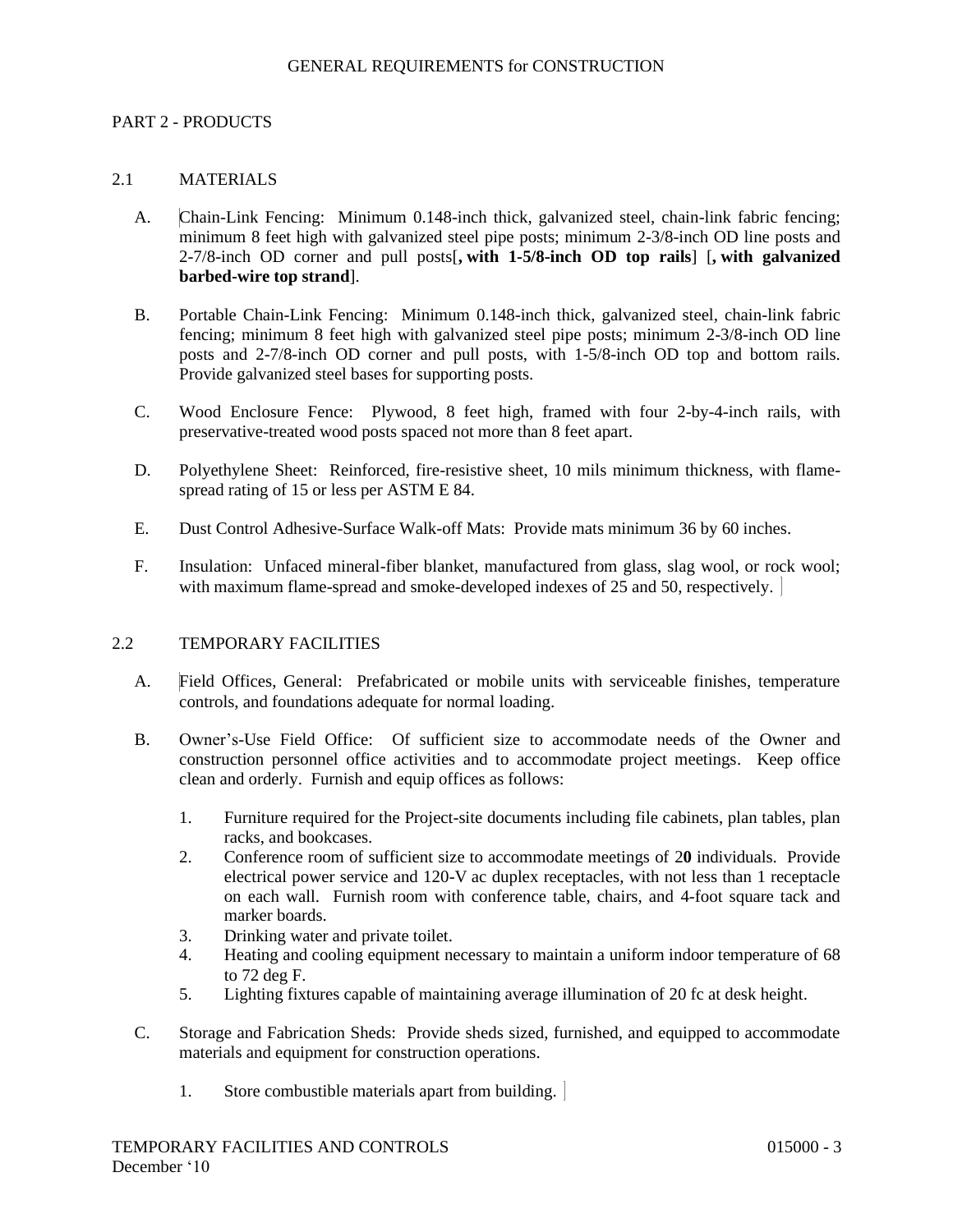## PART 2 - PRODUCTS

### 2.1 MATERIALS

A. Chain-Link Fencing: Minimum 0.148-inch thick, galvanized steel, chain-link fabric fencing; minimum 8 feet high with galvanized steel pipe posts; minimum 2-3/8-inch OD line posts and 2-7/8-inch OD corner and pull posts[**, with 1-5/8-inch OD top rails**] [**, with galvanized barbed-wire top strand**].

B. Portable Chain-Link Fencing: Minimum 0.148-inch thick, galvanized steel, chain-link fabric fencing; minimum 8 feet high with galvanized steel pipe posts; minimum 2-3/8-inch OD line posts and 2-7/8-inch OD corner and pull posts, with 1-5/8-inch OD top and bottom rails. Provide galvanized steel bases for supporting posts.

C. Wood Enclosure Fence: Plywood, 8 feet high, framed with four 2-by-4-inch rails, with preservative-treated wood posts spaced not more than 8 feet apart.

D. Polyethylene Sheet: Reinforced, fire-resistive sheet, 10 mils minimum thickness, with flame-spread rating of 15 or less per ASTM E 84.

E. Dust Control Adhesive-Surface Walk-off Mats: Provide mats minimum 36 by 60 inches.

F. Insulation: Unfaced mineral-fiber blanket, manufactured from glass, slag wool, or rock wool; with maximum flame-spread and smoke-developed indexes of 25 and 50, respectively.

### 2.2 TEMPORARY FACILITIES

A. Field Offices, General: Prefabricated or mobile units with serviceable finishes, temperature controls, and foundations adequate for normal loading.

B. Owner's-Use Field Office: Of sufficient size to accommodate needs of the Owner and construction personnel office activities and to accommodate project meetings. Keep office clean and orderly. Furnish and equip offices as follows:

1. Furniture required for the Project-site documents including file cabinets, plan tables, plan racks, and bookcases.
2. Conference room of sufficient size to accommodate meetings of 2**0** individuals. Provide electrical power service and 120-V ac duplex receptacles, with not less than 1 receptacle on each wall. Furnish room with conference table, chairs, and 4-foot square tack and marker boards.
3. Drinking water and private toilet.
4. Heating and cooling equipment necessary to maintain a uniform indoor temperature of 68 to 72 deg F.
5. Lighting fixtures capable of maintaining average illumination of 20 fc at desk height.

C. Storage and Fabrication Sheds: Provide sheds sized, furnished, and equipped to accommodate materials and equipment for construction operations.

1. Store combustible materials apart from building.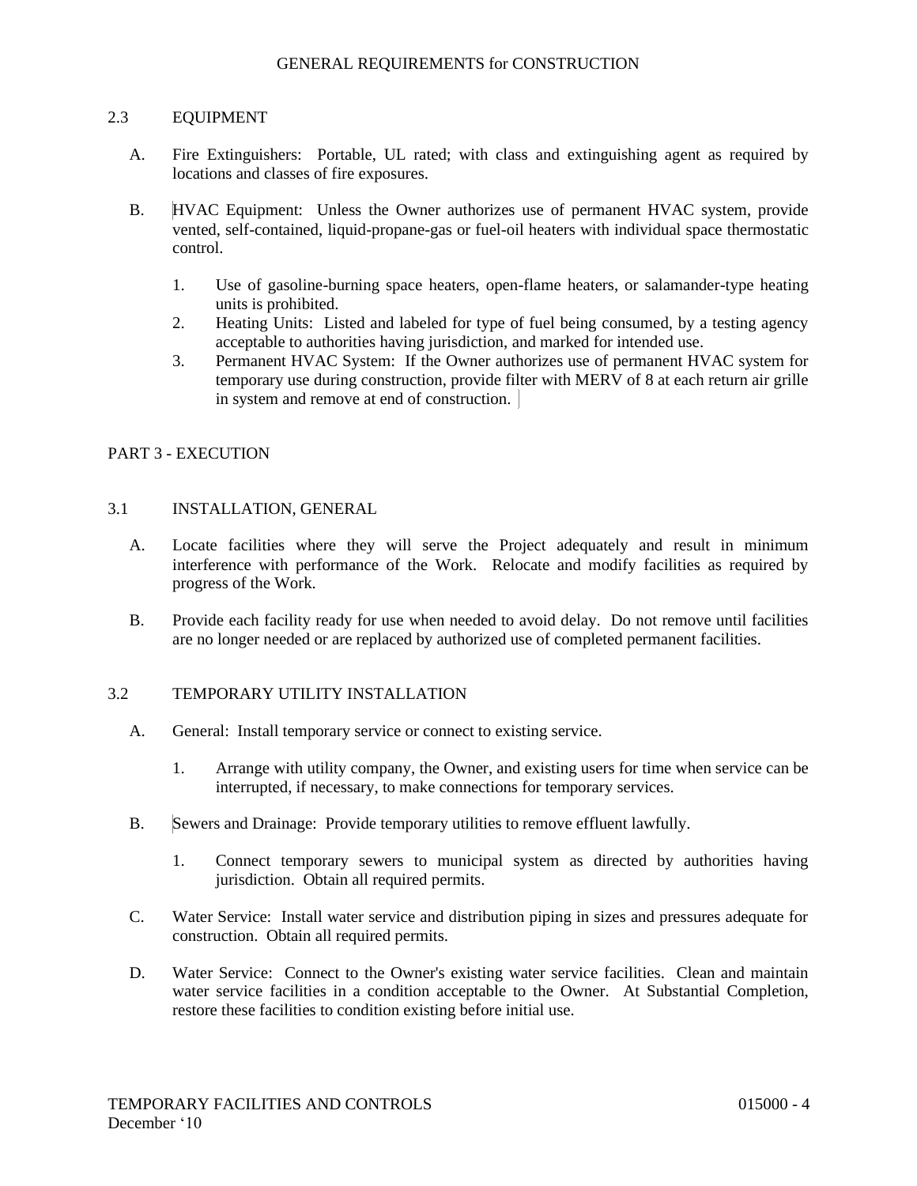## 2.3 EQUIPMENT

A. Fire Extinguishers: Portable, UL rated; with class and extinguishing agent as required by locations and classes of fire exposures.

B. HVAC Equipment: Unless the Owner authorizes use of permanent HVAC system, provide vented, self-contained, liquid-propane-gas or fuel-oil heaters with individual space thermostatic control.

   1. Use of gasoline-burning space heaters, open-flame heaters, or salamander-type heating units is prohibited.
   2. Heating Units: Listed and labeled for type of fuel being consumed, by a testing agency acceptable to authorities having jurisdiction, and marked for intended use.
   3. Permanent HVAC System: If the Owner authorizes use of permanent HVAC system for temporary use during construction, provide filter with MERV of 8 at each return air grille in system and remove at end of construction.

# PART 3 - EXECUTION

## 3.1 INSTALLATION, GENERAL

A. Locate facilities where they will serve the Project adequately and result in minimum interference with performance of the Work. Relocate and modify facilities as required by progress of the Work.

B. Provide each facility ready for use when needed to avoid delay. Do not remove until facilities are no longer needed or are replaced by authorized use of completed permanent facilities.

## 3.2 TEMPORARY UTILITY INSTALLATION

A. General: Install temporary service or connect to existing service.

   1. Arrange with utility company, the Owner, and existing users for time when service can be interrupted, if necessary, to make connections for temporary services.

B. Sewers and Drainage: Provide temporary utilities to remove effluent lawfully.

   1. Connect temporary sewers to municipal system as directed by authorities having jurisdiction. Obtain all required permits.

C. Water Service: Install water service and distribution piping in sizes and pressures adequate for construction. Obtain all required permits.

D. Water Service: Connect to the Owner's existing water service facilities. Clean and maintain water service facilities in a condition acceptable to the Owner. At Substantial Completion, restore these facilities to condition existing before initial use.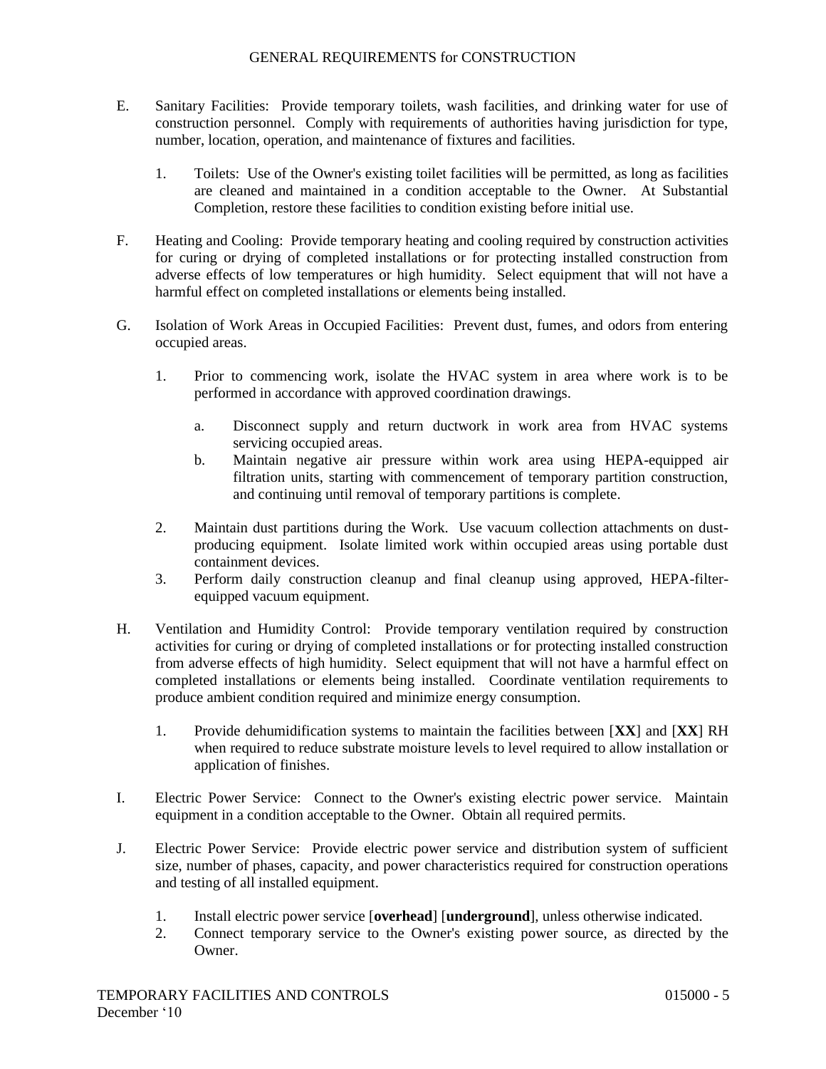E. Sanitary Facilities: Provide temporary toilets, wash facilities, and drinking water for use of construction personnel. Comply with requirements of authorities having jurisdiction for type, number, location, operation, and maintenance of fixtures and facilities.

   1. Toilets: Use of the Owner's existing toilet facilities will be permitted, as long as facilities are cleaned and maintained in a condition acceptable to the Owner. At Substantial Completion, restore these facilities to condition existing before initial use.

F. Heating and Cooling: Provide temporary heating and cooling required by construction activities for curing or drying of completed installations or for protecting installed construction from adverse effects of low temperatures or high humidity. Select equipment that will not have a harmful effect on completed installations or elements being installed.

G. Isolation of Work Areas in Occupied Facilities: Prevent dust, fumes, and odors from entering occupied areas.

   1. Prior to commencing work, isolate the HVAC system in area where work is to be performed in accordance with approved coordination drawings.

      a. Disconnect supply and return ductwork in work area from HVAC systems servicing occupied areas.
      b. Maintain negative air pressure within work area using HEPA-equipped air filtration units, starting with commencement of temporary partition construction, and continuing until removal of temporary partitions is complete.

   2. Maintain dust partitions during the Work. Use vacuum collection attachments on dust-producing equipment. Isolate limited work within occupied areas using portable dust containment devices.
   3. Perform daily construction cleanup and final cleanup using approved, HEPA-filter-equipped vacuum equipment.

H. Ventilation and Humidity Control: Provide temporary ventilation required by construction activities for curing or drying of completed installations or for protecting installed construction from adverse effects of high humidity. Select equipment that will not have a harmful effect on completed installations or elements being installed. Coordinate ventilation requirements to produce ambient condition required and minimize energy consumption.

   1. Provide dehumidification systems to maintain the facilities between [**XX**] and [**XX**] RH when required to reduce substrate moisture levels to level required to allow installation or application of finishes.

I. Electric Power Service: Connect to the Owner's existing electric power service. Maintain equipment in a condition acceptable to the Owner. Obtain all required permits.

J. Electric Power Service: Provide electric power service and distribution system of sufficient size, number of phases, capacity, and power characteristics required for construction operations and testing of all installed equipment.

   1. Install electric power service [**overhead**] [**underground**], unless otherwise indicated.
   2. Connect temporary service to the Owner's existing power source, as directed by the Owner.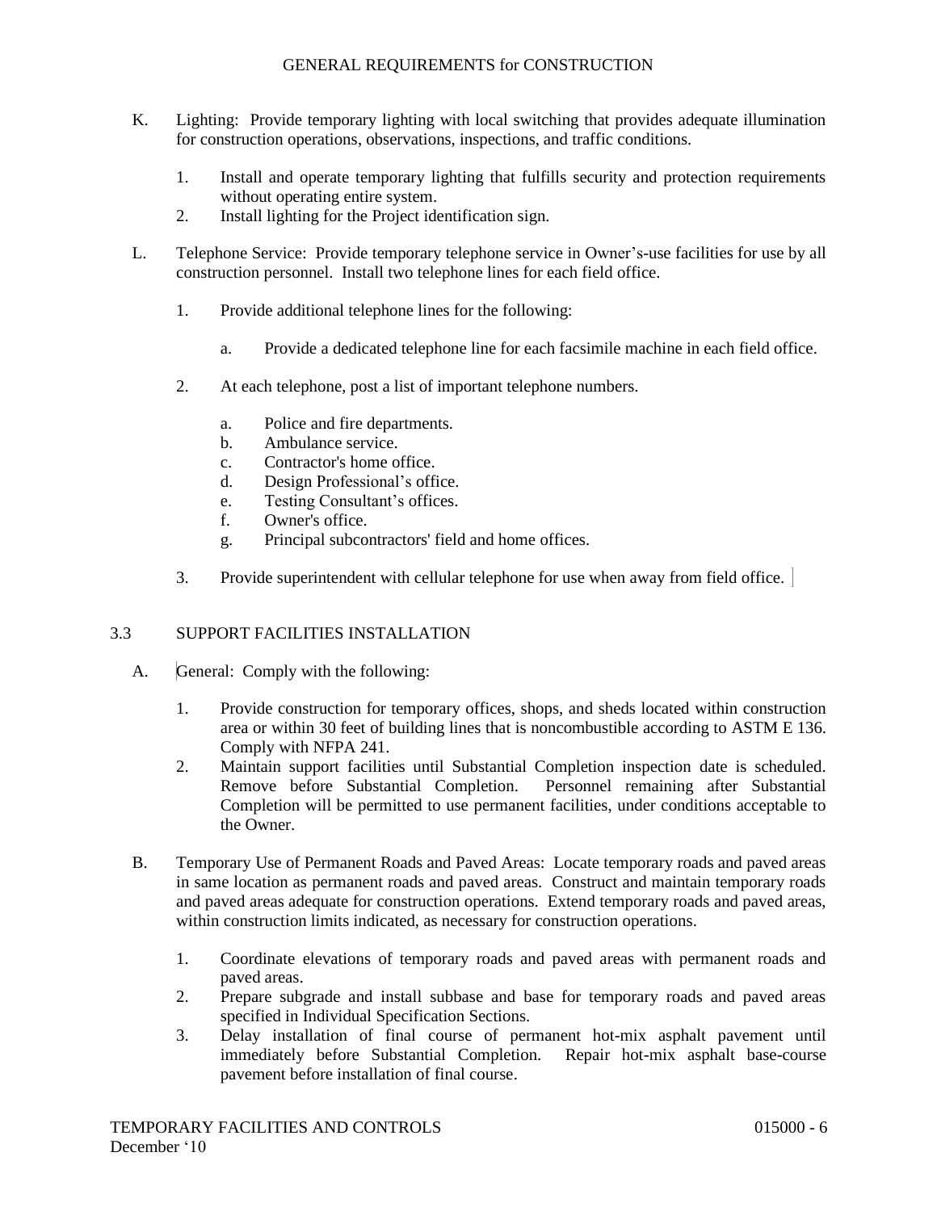K. Lighting: Provide temporary lighting with local switching that provides adequate illumination for construction operations, observations, inspections, and traffic conditions.

  1. Install and operate temporary lighting that fulfills security and protection requirements without operating entire system.
  2. Install lighting for the Project identification sign.

L. Telephone Service: Provide temporary telephone service in Owner's-use facilities for use by all construction personnel. Install two telephone lines for each field office.

  1. Provide additional telephone lines for the following:

     a. Provide a dedicated telephone line for each facsimile machine in each field office.

  2. At each telephone, post a list of important telephone numbers.

     a. Police and fire departments.
     b. Ambulance service.
     c. Contractor's home office.
     d. Design Professional's office.
     e. Testing Consultant's offices.
     f. Owner's office.
     g. Principal subcontractors' field and home offices.

  3. Provide superintendent with cellular telephone for use when away from field office.

## 3.3 SUPPORT FACILITIES INSTALLATION

A. General: Comply with the following:

  1. Provide construction for temporary offices, shops, and sheds located within construction area or within 30 feet of building lines that is noncombustible according to ASTM E 136. Comply with NFPA 241.
  2. Maintain support facilities until Substantial Completion inspection date is scheduled. Remove before Substantial Completion. Personnel remaining after Substantial Completion will be permitted to use permanent facilities, under conditions acceptable to the Owner.

B. Temporary Use of Permanent Roads and Paved Areas: Locate temporary roads and paved areas in same location as permanent roads and paved areas. Construct and maintain temporary roads and paved areas adequate for construction operations. Extend temporary roads and paved areas, within construction limits indicated, as necessary for construction operations.

  1. Coordinate elevations of temporary roads and paved areas with permanent roads and paved areas.
  2. Prepare subgrade and install subbase and base for temporary roads and paved areas specified in Individual Specification Sections.
  3. Delay installation of final course of permanent hot-mix asphalt pavement until immediately before Substantial Completion. Repair hot-mix asphalt base-course pavement before installation of final course.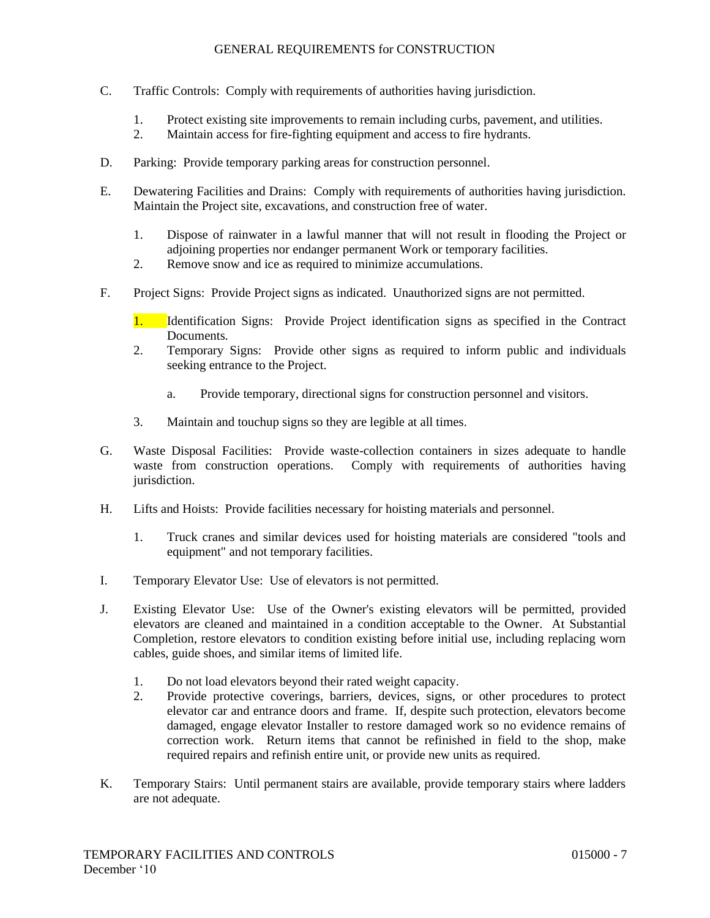C. Traffic Controls: Comply with requirements of authorities having jurisdiction.

  1. Protect existing site improvements to remain including curbs, pavement, and utilities.
  2. Maintain access for fire-fighting equipment and access to fire hydrants.

D. Parking: Provide temporary parking areas for construction personnel.

E. Dewatering Facilities and Drains: Comply with requirements of authorities having jurisdiction. Maintain the Project site, excavations, and construction free of water.

  1. Dispose of rainwater in a lawful manner that will not result in flooding the Project or adjoining properties nor endanger permanent Work or temporary facilities.
  2. Remove snow and ice as required to minimize accumulations.

F. Project Signs: Provide Project signs as indicated. Unauthorized signs are not permitted.

  1. Identification Signs: Provide Project identification signs as specified in the Contract Documents.
  2. Temporary Signs: Provide other signs as required to inform public and individuals seeking entrance to the Project.

     a. Provide temporary, directional signs for construction personnel and visitors.

  3. Maintain and touchup signs so they are legible at all times.

G. Waste Disposal Facilities: Provide waste-collection containers in sizes adequate to handle waste from construction operations. Comply with requirements of authorities having jurisdiction.

H. Lifts and Hoists: Provide facilities necessary for hoisting materials and personnel.

  1. Truck cranes and similar devices used for hoisting materials are considered "tools and equipment" and not temporary facilities.

I. Temporary Elevator Use: Use of elevators is not permitted.

J. Existing Elevator Use: Use of the Owner's existing elevators will be permitted, provided elevators are cleaned and maintained in a condition acceptable to the Owner. At Substantial Completion, restore elevators to condition existing before initial use, including replacing worn cables, guide shoes, and similar items of limited life.

  1. Do not load elevators beyond their rated weight capacity.
  2. Provide protective coverings, barriers, devices, signs, or other procedures to protect elevator car and entrance doors and frame. If, despite such protection, elevators become damaged, engage elevator Installer to restore damaged work so no evidence remains of correction work. Return items that cannot be refinished in field to the shop, make required repairs and refinish entire unit, or provide new units as required.

K. Temporary Stairs: Until permanent stairs are available, provide temporary stairs where ladders are not adequate.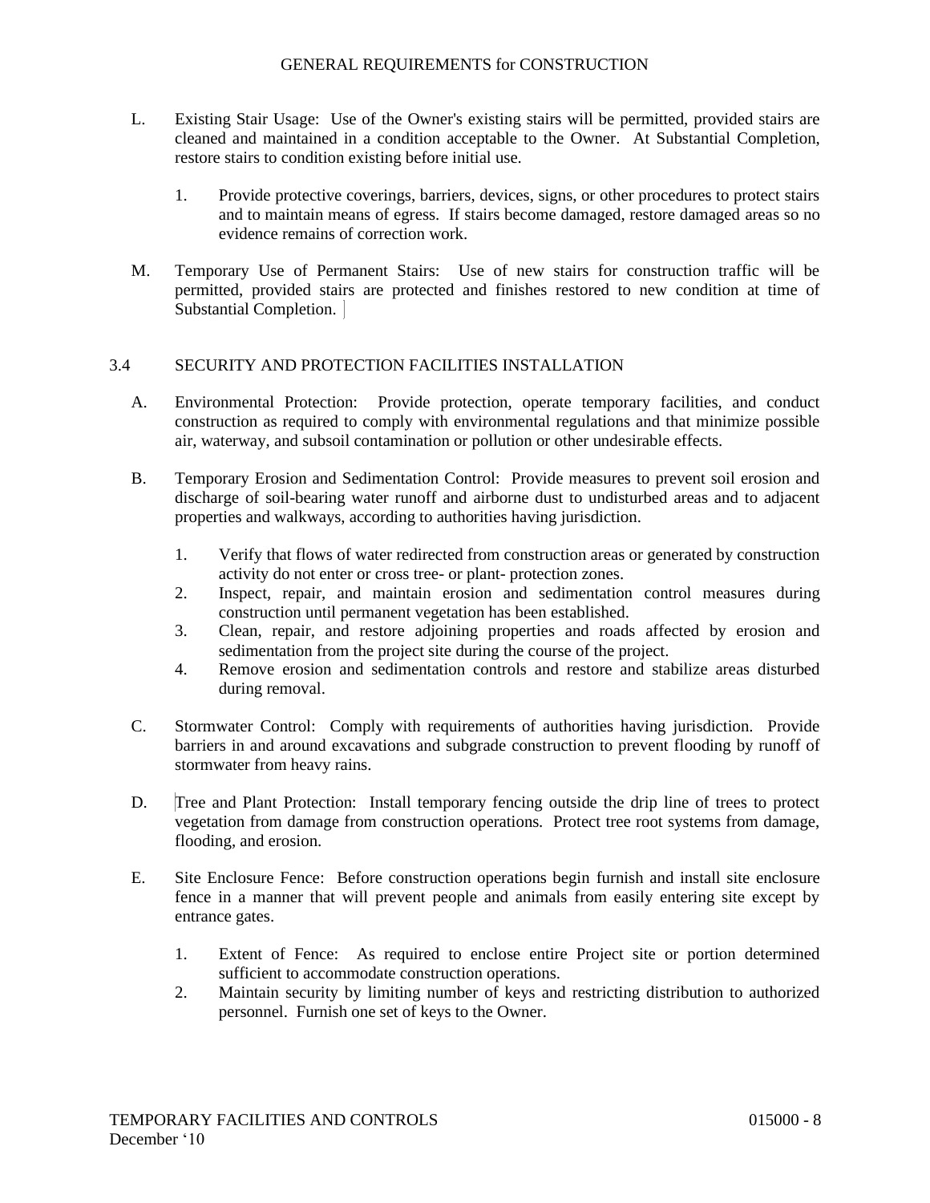L. Existing Stair Usage: Use of the Owner's existing stairs will be permitted, provided stairs are cleaned and maintained in a condition acceptable to the Owner. At Substantial Completion, restore stairs to condition existing before initial use.

   1. Provide protective coverings, barriers, devices, signs, or other procedures to protect stairs and to maintain means of egress. If stairs become damaged, restore damaged areas so no evidence remains of correction work.

M. Temporary Use of Permanent Stairs: Use of new stairs for construction traffic will be permitted, provided stairs are protected and finishes restored to new condition at time of Substantial Completion.

## 3.4 SECURITY AND PROTECTION FACILITIES INSTALLATION

A. Environmental Protection: Provide protection, operate temporary facilities, and conduct construction as required to comply with environmental regulations and that minimize possible air, waterway, and subsoil contamination or pollution or other undesirable effects.

B. Temporary Erosion and Sedimentation Control: Provide measures to prevent soil erosion and discharge of soil-bearing water runoff and airborne dust to undisturbed areas and to adjacent properties and walkways, according to authorities having jurisdiction.

   1. Verify that flows of water redirected from construction areas or generated by construction activity do not enter or cross tree- or plant- protection zones.
   2. Inspect, repair, and maintain erosion and sedimentation control measures during construction until permanent vegetation has been established.
   3. Clean, repair, and restore adjoining properties and roads affected by erosion and sedimentation from the project site during the course of the project.
   4. Remove erosion and sedimentation controls and restore and stabilize areas disturbed during removal.

C. Stormwater Control: Comply with requirements of authorities having jurisdiction. Provide barriers in and around excavations and subgrade construction to prevent flooding by runoff of stormwater from heavy rains.

D. Tree and Plant Protection: Install temporary fencing outside the drip line of trees to protect vegetation from damage from construction operations. Protect tree root systems from damage, flooding, and erosion.

E. Site Enclosure Fence: Before construction operations begin furnish and install site enclosure fence in a manner that will prevent people and animals from easily entering site except by entrance gates.

   1. Extent of Fence: As required to enclose entire Project site or portion determined sufficient to accommodate construction operations.
   2. Maintain security by limiting number of keys and restricting distribution to authorized personnel. Furnish one set of keys to the Owner.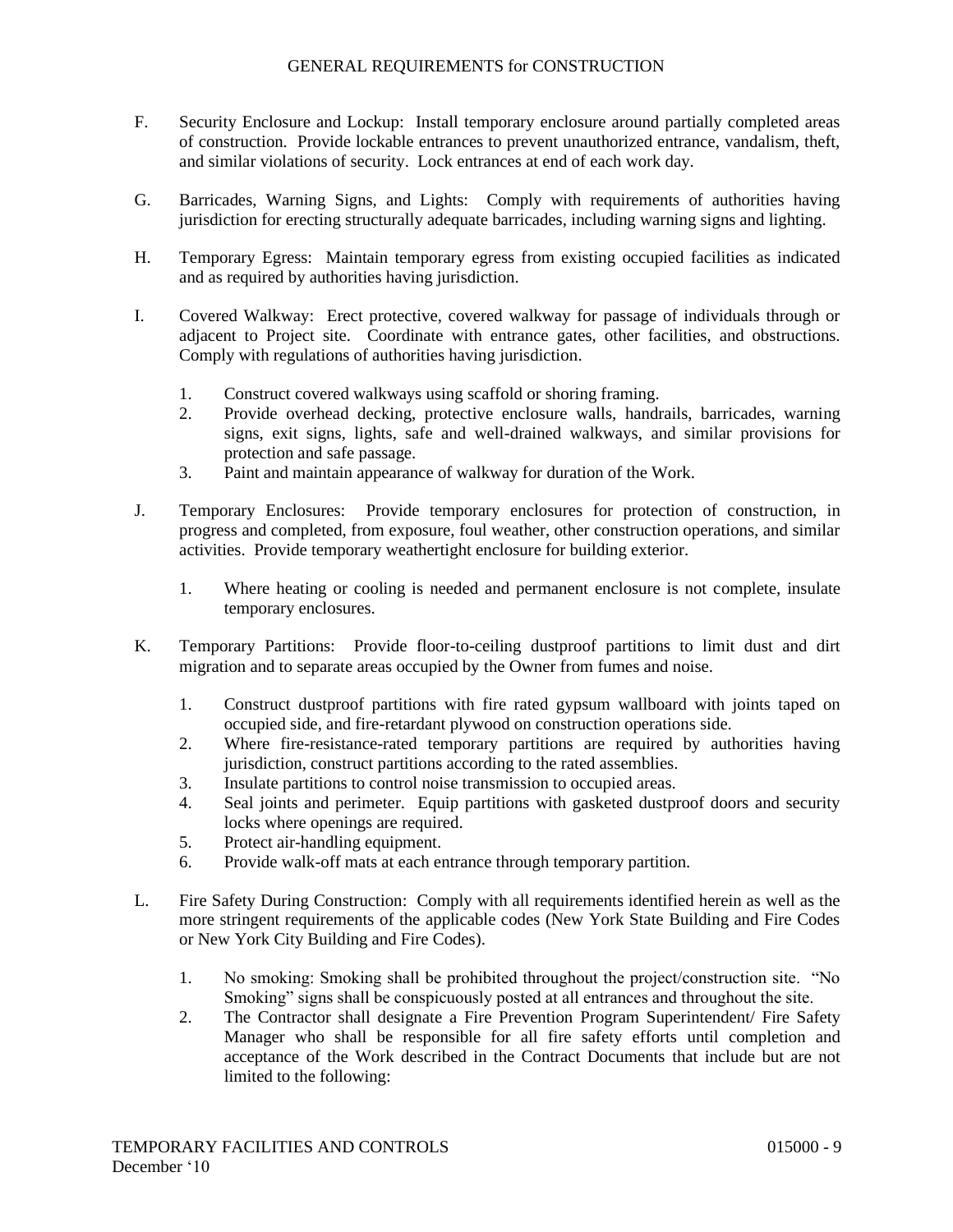F. Security Enclosure and Lockup: Install temporary enclosure around partially completed areas of construction. Provide lockable entrances to prevent unauthorized entrance, vandalism, theft, and similar violations of security. Lock entrances at end of each work day.

G. Barricades, Warning Signs, and Lights: Comply with requirements of authorities having jurisdiction for erecting structurally adequate barricades, including warning signs and lighting.

H. Temporary Egress: Maintain temporary egress from existing occupied facilities as indicated and as required by authorities having jurisdiction.

I. Covered Walkway: Erect protective, covered walkway for passage of individuals through or adjacent to Project site. Coordinate with entrance gates, other facilities, and obstructions. Comply with regulations of authorities having jurisdiction.

   1. Construct covered walkways using scaffold or shoring framing.
   2. Provide overhead decking, protective enclosure walls, handrails, barricades, warning signs, exit signs, lights, safe and well-drained walkways, and similar provisions for protection and safe passage.
   3. Paint and maintain appearance of walkway for duration of the Work.

J. Temporary Enclosures: Provide temporary enclosures for protection of construction, in progress and completed, from exposure, foul weather, other construction operations, and similar activities. Provide temporary weathertight enclosure for building exterior.

   1. Where heating or cooling is needed and permanent enclosure is not complete, insulate temporary enclosures.

K. Temporary Partitions: Provide floor-to-ceiling dustproof partitions to limit dust and dirt migration and to separate areas occupied by the Owner from fumes and noise.

   1. Construct dustproof partitions with fire rated gypsum wallboard with joints taped on occupied side, and fire-retardant plywood on construction operations side.
   2. Where fire-resistance-rated temporary partitions are required by authorities having jurisdiction, construct partitions according to the rated assemblies.
   3. Insulate partitions to control noise transmission to occupied areas.
   4. Seal joints and perimeter. Equip partitions with gasketed dustproof doors and security locks where openings are required.
   5. Protect air-handling equipment.
   6. Provide walk-off mats at each entrance through temporary partition.

L. Fire Safety During Construction: Comply with all requirements identified herein as well as the more stringent requirements of the applicable codes (New York State Building and Fire Codes or New York City Building and Fire Codes).

   1. No smoking: Smoking shall be prohibited throughout the project/construction site. "No Smoking" signs shall be conspicuously posted at all entrances and throughout the site.
   2. The Contractor shall designate a Fire Prevention Program Superintendent/ Fire Safety Manager who shall be responsible for all fire safety efforts until completion and acceptance of the Work described in the Contract Documents that include but are not limited to the following: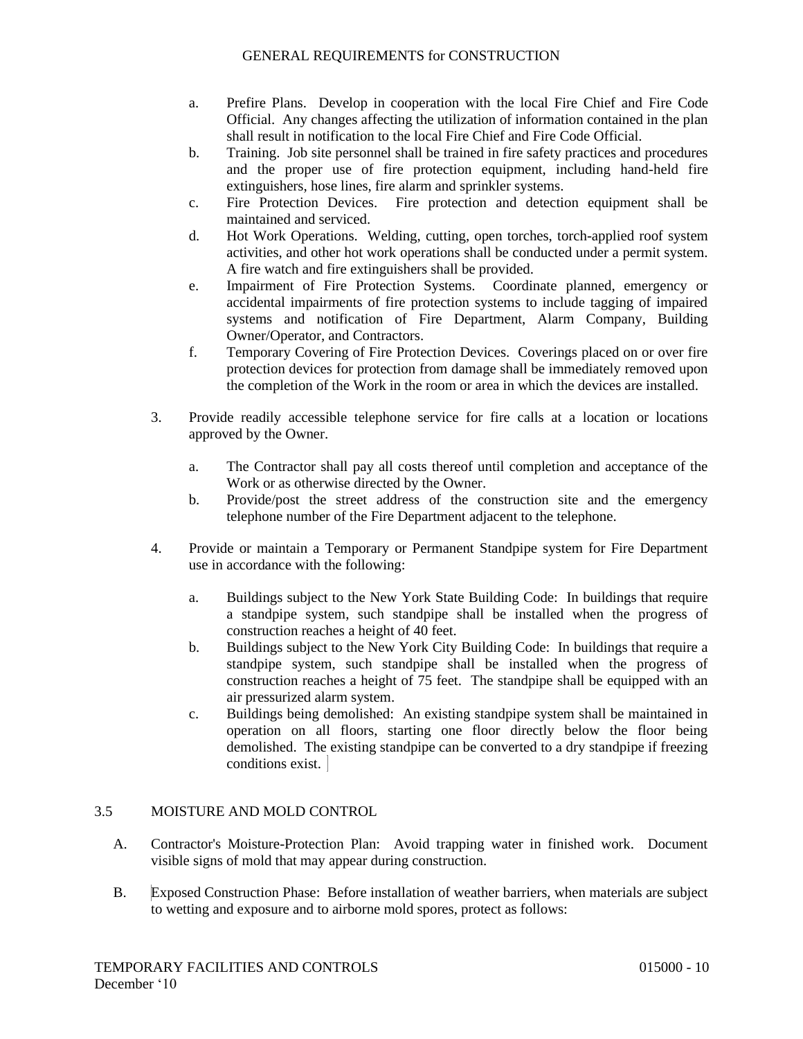a. Prefire Plans. Develop in cooperation with the local Fire Chief and Fire Code Official. Any changes affecting the utilization of information contained in the plan shall result in notification to the local Fire Chief and Fire Code Official.
b. Training. Job site personnel shall be trained in fire safety practices and procedures and the proper use of fire protection equipment, including hand-held fire extinguishers, hose lines, fire alarm and sprinkler systems.
c. Fire Protection Devices. Fire protection and detection equipment shall be maintained and serviced.
d. Hot Work Operations. Welding, cutting, open torches, torch-applied roof system activities, and other hot work operations shall be conducted under a permit system. A fire watch and fire extinguishers shall be provided.
e. Impairment of Fire Protection Systems. Coordinate planned, emergency or accidental impairments of fire protection systems to include tagging of impaired systems and notification of Fire Department, Alarm Company, Building Owner/Operator, and Contractors.
f. Temporary Covering of Fire Protection Devices. Coverings placed on or over fire protection devices for protection from damage shall be immediately removed upon the completion of the Work in the room or area in which the devices are installed.

3. Provide readily accessible telephone service for fire calls at a location or locations approved by the Owner.

   a. The Contractor shall pay all costs thereof until completion and acceptance of the Work or as otherwise directed by the Owner.
   b. Provide/post the street address of the construction site and the emergency telephone number of the Fire Department adjacent to the telephone.

4. Provide or maintain a Temporary or Permanent Standpipe system for Fire Department use in accordance with the following:

   a. Buildings subject to the New York State Building Code: In buildings that require a standpipe system, such standpipe shall be installed when the progress of construction reaches a height of 40 feet.
   b. Buildings subject to the New York City Building Code: In buildings that require a standpipe system, such standpipe shall be installed when the progress of construction reaches a height of 75 feet. The standpipe shall be equipped with an air pressurized alarm system.
   c. Buildings being demolished: An existing standpipe system shall be maintained in operation on all floors, starting one floor directly below the floor being demolished. The existing standpipe can be converted to a dry standpipe if freezing conditions exist.

## 3.5 MOISTURE AND MOLD CONTROL

A. Contractor's Moisture-Protection Plan: Avoid trapping water in finished work. Document visible signs of mold that may appear during construction.

B. Exposed Construction Phase: Before installation of weather barriers, when materials are subject to wetting and exposure and to airborne mold spores, protect as follows: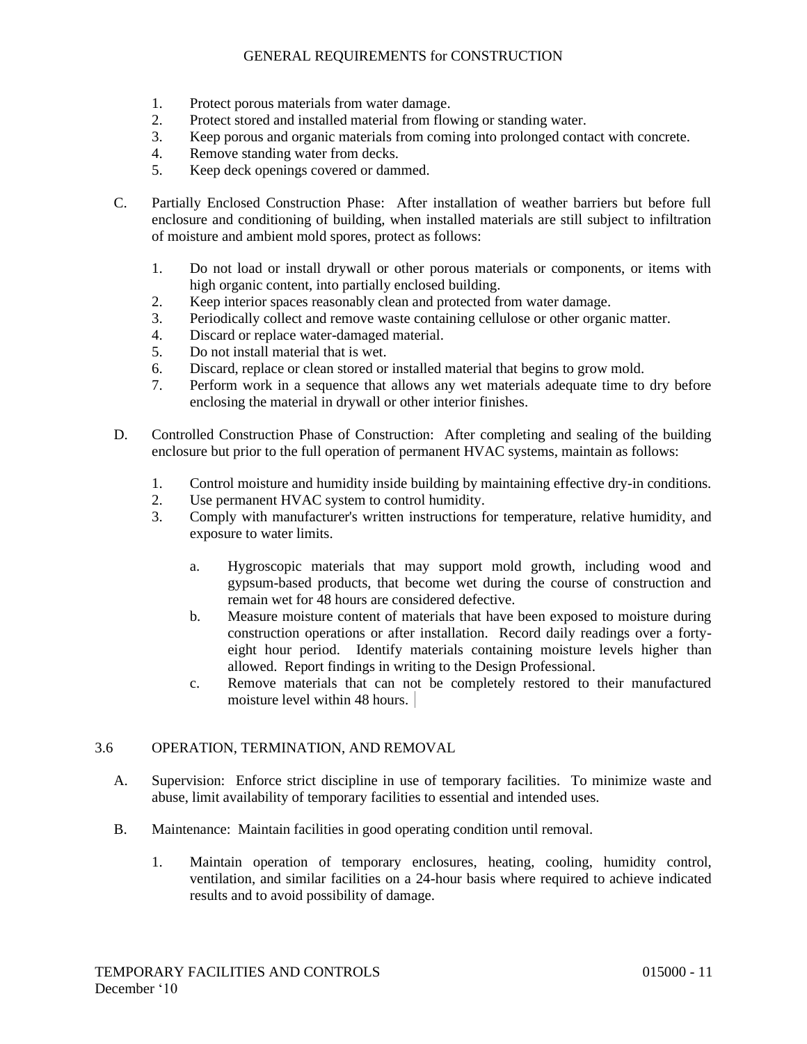1. Protect porous materials from water damage.
2. Protect stored and installed material from flowing or standing water.
3. Keep porous and organic materials from coming into prolonged contact with concrete.
4. Remove standing water from decks.
5. Keep deck openings covered or dammed.

C. Partially Enclosed Construction Phase: After installation of weather barriers but before full enclosure and conditioning of building, when installed materials are still subject to infiltration of moisture and ambient mold spores, protect as follows:

1. Do not load or install drywall or other porous materials or components, or items with high organic content, into partially enclosed building.
2. Keep interior spaces reasonably clean and protected from water damage.
3. Periodically collect and remove waste containing cellulose or other organic matter.
4. Discard or replace water-damaged material.
5. Do not install material that is wet.
6. Discard, replace or clean stored or installed material that begins to grow mold.
7. Perform work in a sequence that allows any wet materials adequate time to dry before enclosing the material in drywall or other interior finishes.

D. Controlled Construction Phase of Construction: After completing and sealing of the building enclosure but prior to the full operation of permanent HVAC systems, maintain as follows:

1. Control moisture and humidity inside building by maintaining effective dry-in conditions.
2. Use permanent HVAC system to control humidity.
3. Comply with manufacturer's written instructions for temperature, relative humidity, and exposure to water limits.

   a. Hygroscopic materials that may support mold growth, including wood and gypsum-based products, that become wet during the course of construction and remain wet for 48 hours are considered defective.
   b. Measure moisture content of materials that have been exposed to moisture during construction operations or after installation. Record daily readings over a forty-eight hour period. Identify materials containing moisture levels higher than allowed. Report findings in writing to the Design Professional.
   c. Remove materials that can not be completely restored to their manufactured moisture level within 48 hours.

## 3.6 OPERATION, TERMINATION, AND REMOVAL

A. Supervision: Enforce strict discipline in use of temporary facilities. To minimize waste and abuse, limit availability of temporary facilities to essential and intended uses.

B. Maintenance: Maintain facilities in good operating condition until removal.

1. Maintain operation of temporary enclosures, heating, cooling, humidity control, ventilation, and similar facilities on a 24-hour basis where required to achieve indicated results and to avoid possibility of damage.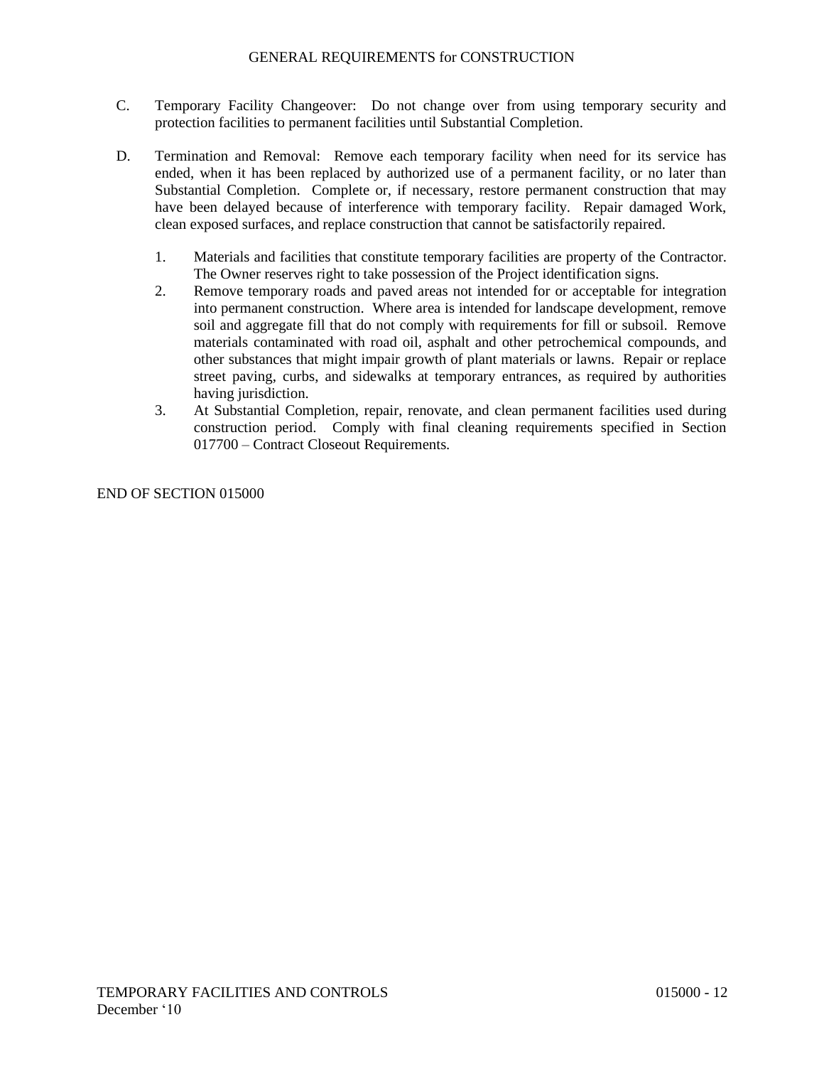C. Temporary Facility Changeover: Do not change over from using temporary security and protection facilities to permanent facilities until Substantial Completion.

D. Termination and Removal: Remove each temporary facility when need for its service has ended, when it has been replaced by authorized use of a permanent facility, or no later than Substantial Completion. Complete or, if necessary, restore permanent construction that may have been delayed because of interference with temporary facility. Repair damaged Work, clean exposed surfaces, and replace construction that cannot be satisfactorily repaired.

1. Materials and facilities that constitute temporary facilities are property of the Contractor. The Owner reserves right to take possession of the Project identification signs.
2. Remove temporary roads and paved areas not intended for or acceptable for integration into permanent construction. Where area is intended for landscape development, remove soil and aggregate fill that do not comply with requirements for fill or subsoil. Remove materials contaminated with road oil, asphalt and other petrochemical compounds, and other substances that might impair growth of plant materials or lawns. Repair or replace street paving, curbs, and sidewalks at temporary entrances, as required by authorities having jurisdiction.
3. At Substantial Completion, repair, renovate, and clean permanent facilities used during construction period. Comply with final cleaning requirements specified in Section 017700 – Contract Closeout Requirements.

END OF SECTION 015000